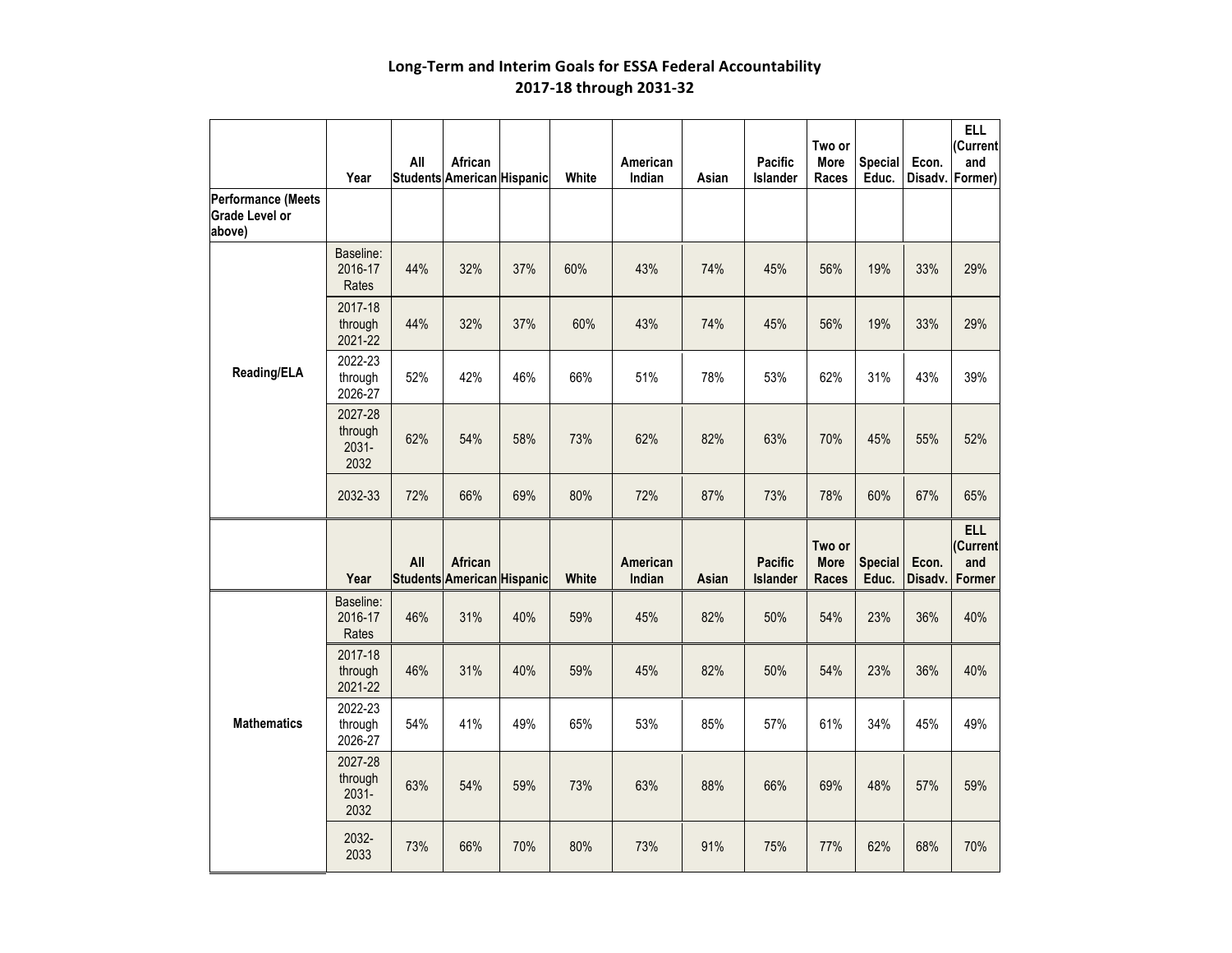# Long-Term and Interim Goals for ESSA Federal Accountability
## 2017-18 through 2031-32

| | Year | All Students | African American | Hispanic | White | American Indian | Asian | Pacific Islander | Two or More Races | Special Educ. | Econ. Disadv. | ELL (Current and Former) |
|---|---|---|---|---|---|---|---|---|---|---|---|---|
| Performance (Meets Grade Level or above) | | | | | | | | | | | | |
| Reading/ELA | Baseline: 2016-17 Rates | 44% | 32% | 37% | 60% | 43% | 74% | 45% | 56% | 19% | 33% | 29% |
| | 2017-18 through 2021-22 | 44% | 32% | 37% | 60% | 43% | 74% | 45% | 56% | 19% | 33% | 29% |
| | 2022-23 through 2026-27 | 52% | 42% | 46% | 66% | 51% | 78% | 53% | 62% | 31% | 43% | 39% |
| | 2027-28 through 2031-2032 | 62% | 54% | 58% | 73% | 62% | 82% | 63% | 70% | 45% | 55% | 52% |
| | 2032-33 | 72% | 66% | 69% | 80% | 72% | 87% | 73% | 78% | 60% | 67% | 65% |

| | Year | All Students | African American | Hispanic | White | American Indian | Asian | Pacific Islander | Two or More Races | Special Educ. | Econ. Disadv. | ELL (Current and Former |
|---|---|---|---|---|---|---|---|---|---|---|---|---|
| Mathematics | Baseline: 2016-17 Rates | 46% | 31% | 40% | 59% | 45% | 82% | 50% | 54% | 23% | 36% | 40% |
| | 2017-18 through 2021-22 | 46% | 31% | 40% | 59% | 45% | 82% | 50% | 54% | 23% | 36% | 40% |
| | 2022-23 through 2026-27 | 54% | 41% | 49% | 65% | 53% | 85% | 57% | 61% | 34% | 45% | 49% |
| | 2027-28 through 2031-2032 | 63% | 54% | 59% | 73% | 63% | 88% | 66% | 69% | 48% | 57% | 59% |
| | 2032-2033 | 73% | 66% | 70% | 80% | 73% | 91% | 75% | 77% | 62% | 68% | 70% |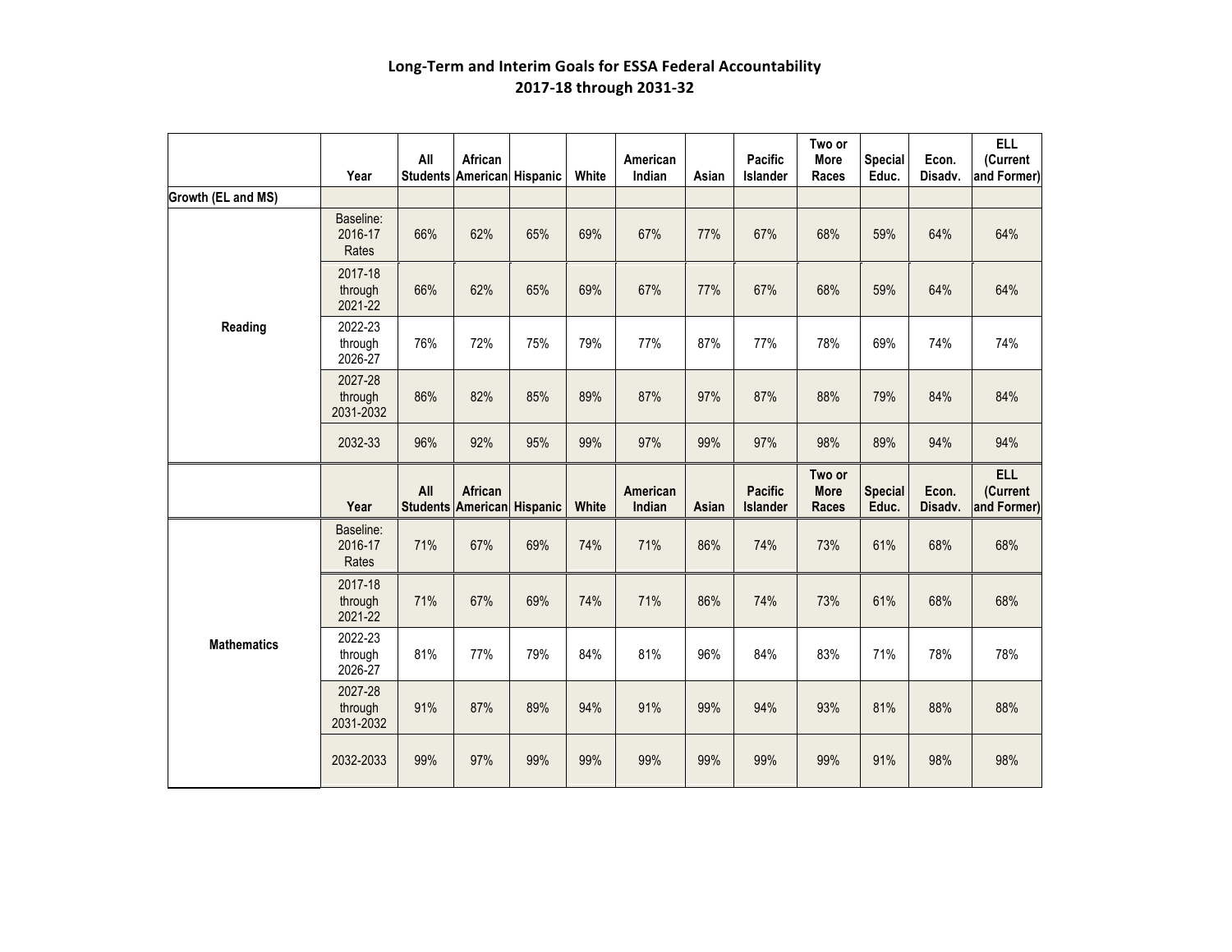# Long-Term and Interim Goals for ESSA Federal Accountability
## 2017-18 through 2031-32

| | Year | All Students | African American | Hispanic | White | American Indian | Asian | Pacific Islander | Two or More Races | Special Educ. | Econ. Disadv. | ELL (Current and Former) |
|---|---|---|---|---|---|---|---|---|---|---|---|---|
| **Growth (EL and MS)** | | | | | | | | | | | | |
| **Reading** | Baseline: 2016-17 Rates | 66% | 62% | 65% | 69% | 67% | 77% | 67% | 68% | 59% | 64% | 64% |
| | 2017-18 through 2021-22 | 66% | 62% | 65% | 69% | 67% | 77% | 67% | 68% | 59% | 64% | 64% |
| | 2022-23 through 2026-27 | 76% | 72% | 75% | 79% | 77% | 87% | 77% | 78% | 69% | 74% | 74% |
| | 2027-28 through 2031-2032 | 86% | 82% | 85% | 89% | 87% | 97% | 87% | 88% | 79% | 84% | 84% |
| | 2032-33 | 96% | 92% | 95% | 99% | 97% | 99% | 97% | 98% | 89% | 94% | 94% |

| | Year | All Students | African American | Hispanic | White | American Indian | Asian | Pacific Islander | Two or More Races | Special Educ. | Econ. Disadv. | ELL (Current and Former) |
|---|---|---|---|---|---|---|---|---|---|---|---|---|
| **Mathematics** | Baseline: 2016-17 Rates | 71% | 67% | 69% | 74% | 71% | 86% | 74% | 73% | 61% | 68% | 68% |
| | 2017-18 through 2021-22 | 71% | 67% | 69% | 74% | 71% | 86% | 74% | 73% | 61% | 68% | 68% |
| | 2022-23 through 2026-27 | 81% | 77% | 79% | 84% | 81% | 96% | 84% | 83% | 71% | 78% | 78% |
| | 2027-28 through 2031-2032 | 91% | 87% | 89% | 94% | 91% | 99% | 94% | 93% | 81% | 88% | 88% |
| | 2032-2033 | 99% | 97% | 99% | 99% | 99% | 99% | 99% | 99% | 91% | 98% | 98% |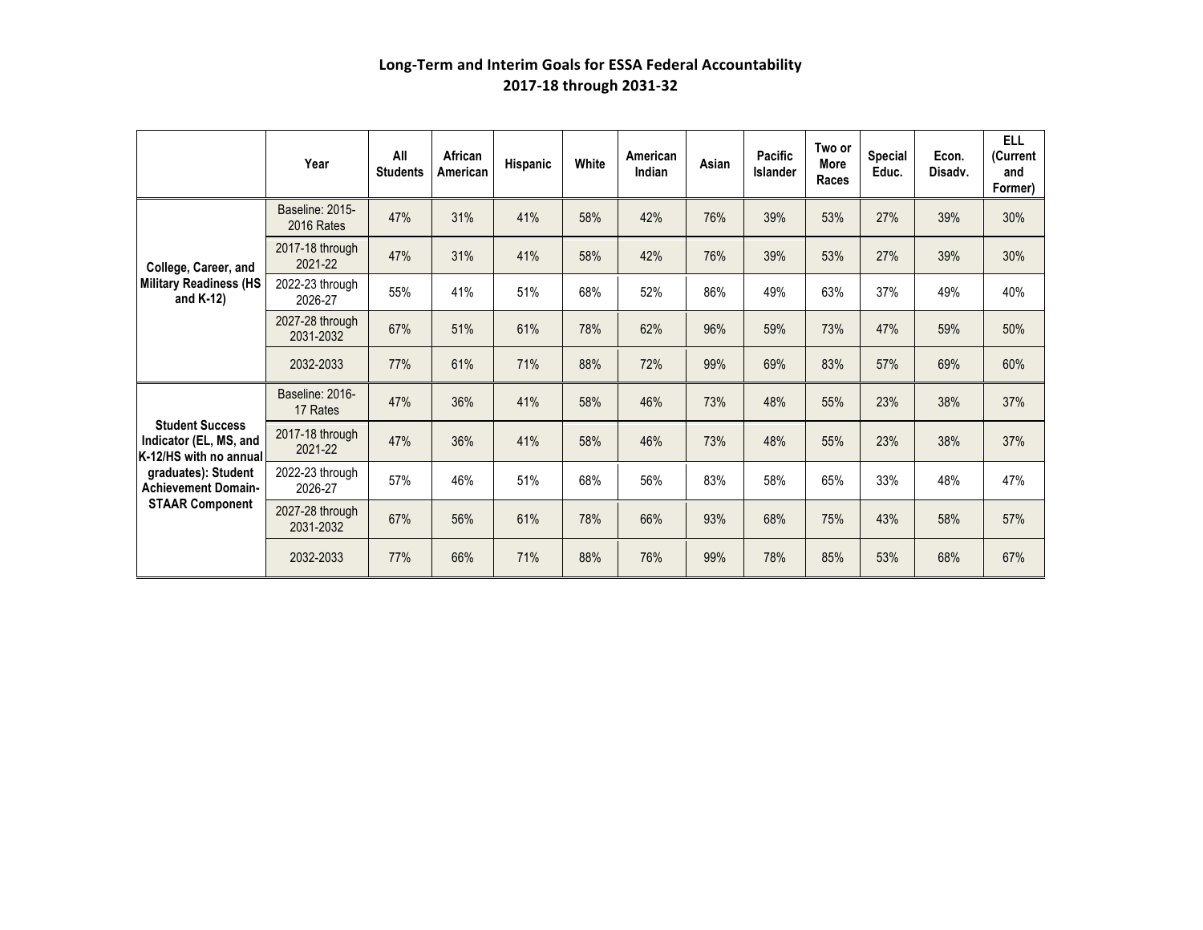# Long-Term and Interim Goals for ESSA Federal Accountability
## 2017-18 through 2031-32

| | Year | All Students | African American | Hispanic | White | American Indian | Asian | Pacific Islander | Two or More Races | Special Educ. | Econ. Disadv. | ELL (Current and Former) |
|---|---|---|---|---|---|---|---|---|---|---|---|---|
| **College, Career, and Military Readiness (HS and K-12)** | Baseline: 2015-2016 Rates | 47% | 31% | 41% | 58% | 42% | 76% | 39% | 53% | 27% | 39% | 30% |
| | 2017-18 through 2021-22 | 47% | 31% | 41% | 58% | 42% | 76% | 39% | 53% | 27% | 39% | 30% |
| | 2022-23 through 2026-27 | 55% | 41% | 51% | 68% | 52% | 86% | 49% | 63% | 37% | 49% | 40% |
| | 2027-28 through 2031-2032 | 67% | 51% | 61% | 78% | 62% | 96% | 59% | 73% | 47% | 59% | 50% |
| | 2032-2033 | 77% | 61% | 71% | 88% | 72% | 99% | 69% | 83% | 57% | 69% | 60% |
| **Student Success Indicator (EL, MS, and K-12/HS with no annual graduates): Student Achievement Domain-STAAR Component** | Baseline: 2016-17 Rates | 47% | 36% | 41% | 58% | 46% | 73% | 48% | 55% | 23% | 38% | 37% |
| | 2017-18 through 2021-22 | 47% | 36% | 41% | 58% | 46% | 73% | 48% | 55% | 23% | 38% | 37% |
| | 2022-23 through 2026-27 | 57% | 46% | 51% | 68% | 56% | 83% | 58% | 65% | 33% | 48% | 47% |
| | 2027-28 through 2031-2032 | 67% | 56% | 61% | 78% | 66% | 93% | 68% | 75% | 43% | 58% | 57% |
| | 2032-2033 | 77% | 66% | 71% | 88% | 76% | 99% | 78% | 85% | 53% | 68% | 67% |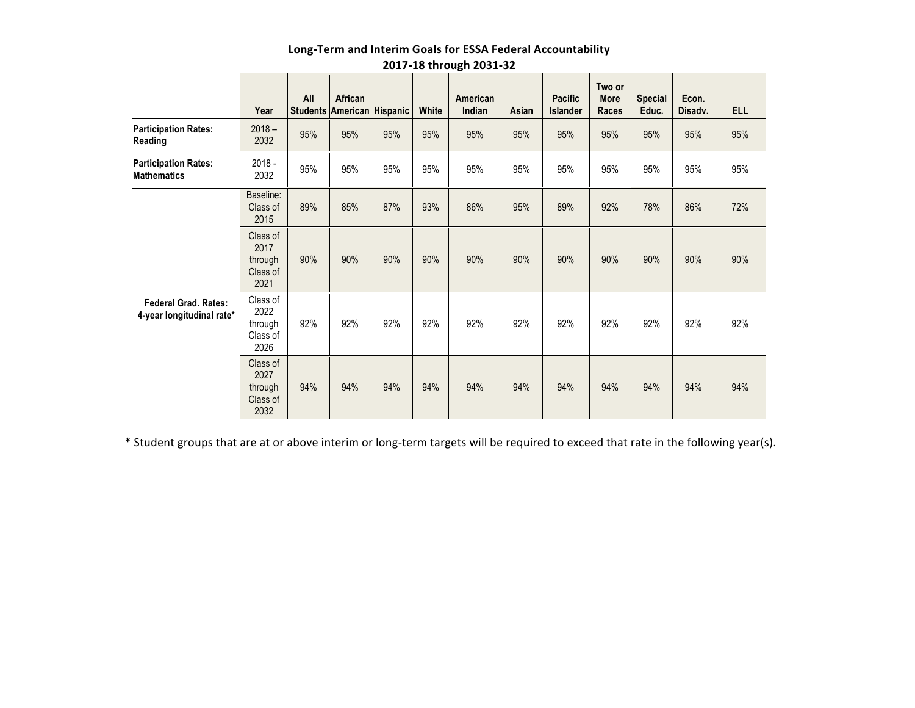# Long-Term and Interim Goals for ESSA Federal Accountability
## 2017-18 through 2031-32

| | Year | All Students | African American | Hispanic | White | American Indian | Asian | Pacific Islander | Two or More Races | Special Educ. | Econ. Disadv. | ELL |
|---|---|---|---|---|---|---|---|---|---|---|---|---|
| **Participation Rates: Reading** | 2018 – 2032 | 95% | 95% | 95% | 95% | 95% | 95% | 95% | 95% | 95% | 95% | 95% |
| **Participation Rates: Mathematics** | 2018 - 2032 | 95% | 95% | 95% | 95% | 95% | 95% | 95% | 95% | 95% | 95% | 95% |
| **Federal Grad. Rates: 4-year longitudinal rate*** | Baseline: Class of 2015 | 89% | 85% | 87% | 93% | 86% | 95% | 89% | 92% | 78% | 86% | 72% |
| | Class of 2017 through Class of 2021 | 90% | 90% | 90% | 90% | 90% | 90% | 90% | 90% | 90% | 90% | 90% |
| | Class of 2022 through Class of 2026 | 92% | 92% | 92% | 92% | 92% | 92% | 92% | 92% | 92% | 92% | 92% |
| | Class of 2027 through Class of 2032 | 94% | 94% | 94% | 94% | 94% | 94% | 94% | 94% | 94% | 94% | 94% |

* Student groups that are at or above interim or long-term targets will be required to exceed that rate in the following year(s).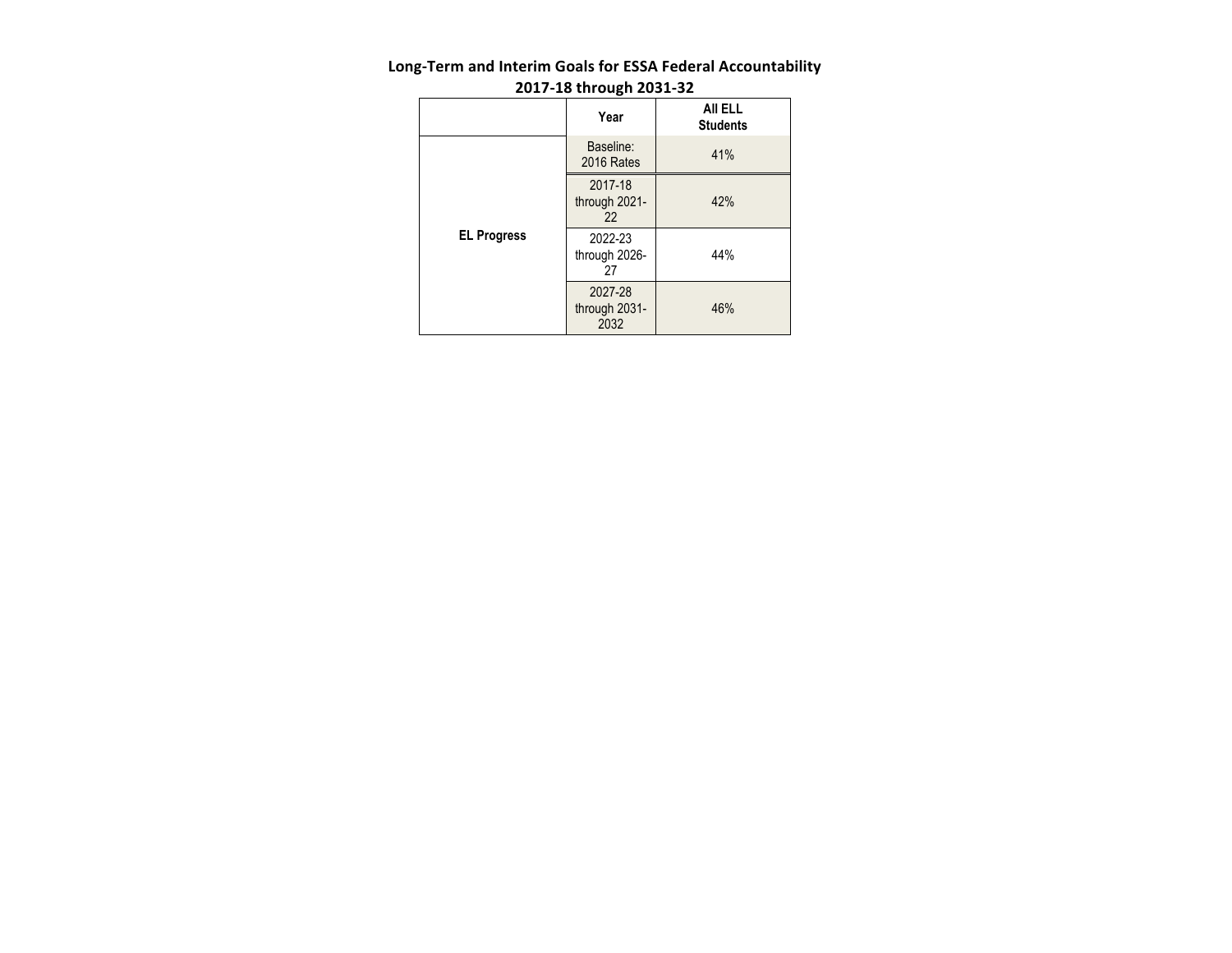# Long-Term and Interim Goals for ESSA Federal Accountability
## 2017-18 through 2031-32

| | Year | All ELL Students |
|---|---|---|
| EL Progress | Baseline: 2016 Rates | 41% |
| | 2017-18 through 2021-22 | 42% |
| | 2022-23 through 2026-27 | 44% |
| | 2027-28 through 2031-2032 | 46% |